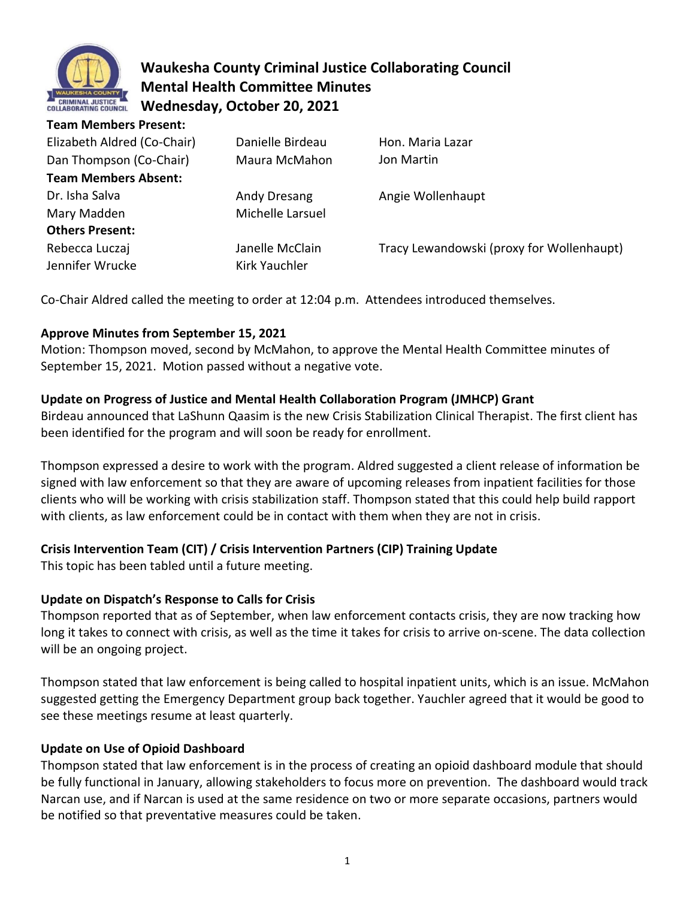# Waukesha County Criminal Justice Collaborating Council
## Mental Health Committee Minutes
## Wednesday, October 20, 2021

**Team Members Present:**

| | | |
|---|---|---|
| Elizabeth Aldred (Co-Chair) | Danielle Birdeau | Hon. Maria Lazar |
| Dan Thompson (Co-Chair) | Maura McMahon | Jon Martin |

**Team Members Absent:**

| | | |
|---|---|---|
| Dr. Isha Salva | Andy Dresang | Angie Wollenhaupt |
| Mary Madden | Michelle Larsuel | |

**Others Present:**

| | | |
|---|---|---|
| Rebecca Luczaj | Janelle McClain | Tracy Lewandowski (proxy for Wollenhaupt) |
| Jennifer Wrucke | Kirk Yauchler | |

Co-Chair Aldred called the meeting to order at 12:04 p.m. Attendees introduced themselves.

**Approve Minutes from September 15, 2021**

Motion: Thompson moved, second by McMahon, to approve the Mental Health Committee minutes of September 15, 2021. Motion passed without a negative vote.

**Update on Progress of Justice and Mental Health Collaboration Program (JMHCP) Grant**

Birdeau announced that LaShunn Qaasim is the new Crisis Stabilization Clinical Therapist. The first client has been identified for the program and will soon be ready for enrollment.

Thompson expressed a desire to work with the program. Aldred suggested a client release of information be signed with law enforcement so that they are aware of upcoming releases from inpatient facilities for those clients who will be working with crisis stabilization staff. Thompson stated that this could help build rapport with clients, as law enforcement could be in contact with them when they are not in crisis.

**Crisis Intervention Team (CIT) / Crisis Intervention Partners (CIP) Training Update**

This topic has been tabled until a future meeting.

**Update on Dispatch's Response to Calls for Crisis**

Thompson reported that as of September, when law enforcement contacts crisis, they are now tracking how long it takes to connect with crisis, as well as the time it takes for crisis to arrive on-scene. The data collection will be an ongoing project.

Thompson stated that law enforcement is being called to hospital inpatient units, which is an issue. McMahon suggested getting the Emergency Department group back together. Yauchler agreed that it would be good to see these meetings resume at least quarterly.

**Update on Use of Opioid Dashboard**

Thompson stated that law enforcement is in the process of creating an opioid dashboard module that should be fully functional in January, allowing stakeholders to focus more on prevention. The dashboard would track Narcan use, and if Narcan is used at the same residence on two or more separate occasions, partners would be notified so that preventative measures could be taken.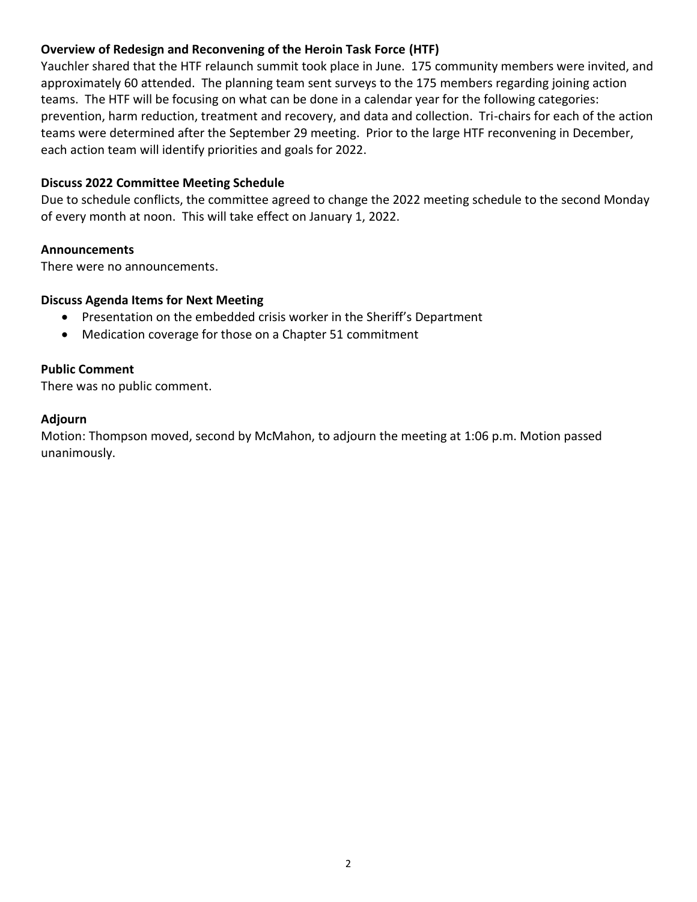**Overview of Redesign and Reconvening of the Heroin Task Force (HTF)**

Yauchler shared that the HTF relaunch summit took place in June. 175 community members were invited, and approximately 60 attended. The planning team sent surveys to the 175 members regarding joining action teams. The HTF will be focusing on what can be done in a calendar year for the following categories: prevention, harm reduction, treatment and recovery, and data and collection. Tri-chairs for each of the action teams were determined after the September 29 meeting. Prior to the large HTF reconvening in December, each action team will identify priorities and goals for 2022.

**Discuss 2022 Committee Meeting Schedule**

Due to schedule conflicts, the committee agreed to change the 2022 meeting schedule to the second Monday of every month at noon. This will take effect on January 1, 2022.

**Announcements**

There were no announcements.

**Discuss Agenda Items for Next Meeting**

- Presentation on the embedded crisis worker in the Sheriff's Department
- Medication coverage for those on a Chapter 51 commitment

**Public Comment**

There was no public comment.

**Adjourn**

Motion: Thompson moved, second by McMahon, to adjourn the meeting at 1:06 p.m. Motion passed unanimously.